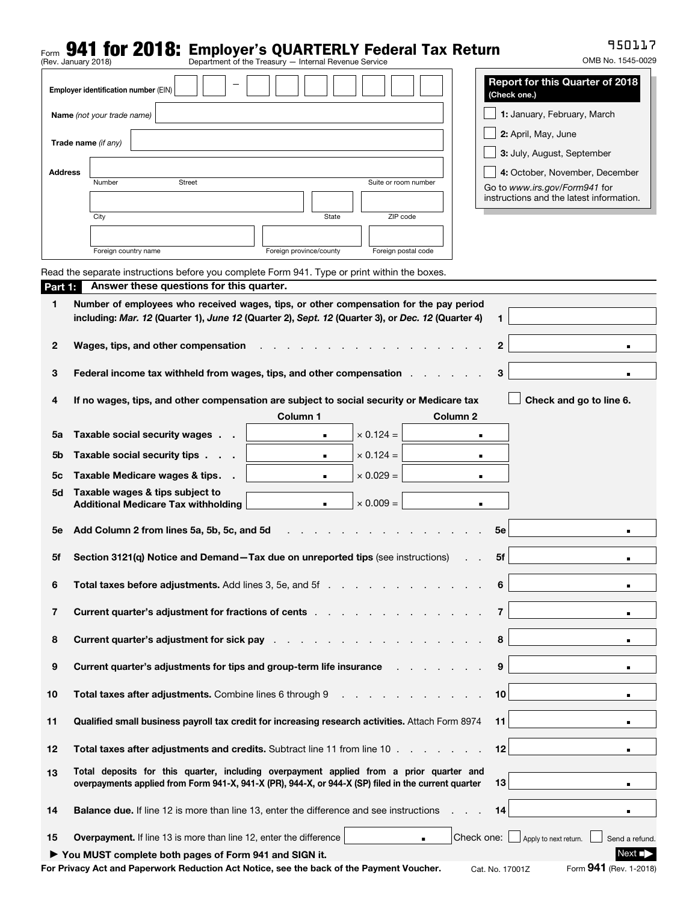Form **941 for 2018: Employer's QUARTERLY Federal Tax Return**
(Rev. January 2018) Department of the Treasury — Internal Revenue Service

950117

OMB No. 1545-0029

**Employer identification number** (EIN) [ ][ ] – [ ][ ][ ][ ][ ][ ][ ]

**Name** *(not your trade name)*

**Trade name** *(if any)*

**Address**

Number | Street | Suite or room number

City | State | ZIP code

Foreign country name | Foreign province/county | Foreign postal code

**Report for this Quarter of 2018**
**(Check one.)**

☐ **1:** January, February, March

☐ **2:** April, May, June

☐ **3:** July, August, September

☐ **4:** October, November, December

Go to *www.irs.gov/Form941* for instructions and the latest information.

Read the separate instructions before you complete Form 941. Type or print within the boxes.

## Part 1: Answer these questions for this quarter.

**1** **Number of employees who received wages, tips, or other compensation for the pay period including:** ***Mar. 12*** **(Quarter 1),** ***June 12*** **(Quarter 2),** ***Sept. 12*** **(Quarter 3), or** ***Dec. 12*** **(Quarter 4)** . . . **1** ______

**2** **Wages, tips, and other compensation** . . . . . **2** ______ .

**3** **Federal income tax withheld from wages, tips, and other compensation** . . . . . **3** ______ .

**4** **If no wages, tips, and other compensation are subject to social security or Medicare tax** ☐ **Check and go to line 6.**

| | | Column 1 | | Column 2 |
|---|---|---|---|---|
| **5a** | **Taxable social security wages** . . | . | × 0.124 = | . |
| **5b** | **Taxable social security tips** . . . | . | × 0.124 = | . |
| **5c** | **Taxable Medicare wages & tips** . . | . | × 0.029 = | . |
| **5d** | **Taxable wages & tips subject to Additional Medicare Tax withholding** | . | × 0.009 = | . |

**5e** **Add Column 2 from lines 5a, 5b, 5c, and 5d** . . . . . **5e** ______ .

**5f** **Section 3121(q) Notice and Demand—Tax due on unreported tips** (see instructions) . . **5f** ______ .

**6** **Total taxes before adjustments.** Add lines 3, 5e, and 5f . . . . . **6** ______ .

**7** **Current quarter's adjustment for fractions of cents** . . . . . **7** ______ .

**8** **Current quarter's adjustment for sick pay** . . . . . **8** ______ .

**9** **Current quarter's adjustments for tips and group-term life insurance** . . . . . **9** ______ .

**10** **Total taxes after adjustments.** Combine lines 6 through 9 . . . . . **10** ______ .

**11** **Qualified small business payroll tax credit for increasing research activities.** Attach Form 8974 **11** ______ .

**12** **Total taxes after adjustments and credits.** Subtract line 11 from line 10 . . . . . **12** ______ .

**13** **Total deposits for this quarter, including overpayment applied from a prior quarter and overpayments applied from Form 941-X, 941-X (PR), 944-X, or 944-X (SP) filed in the current quarter** **13** ______ .

**14** **Balance due.** If line 12 is more than line 13, enter the difference and see instructions . . . **14** ______ .

**15** **Overpayment.** If line 13 is more than line 12, enter the difference ______ . Check one: ☐ Apply to next return. ☐ Send a refund.

► **You MUST complete both pages of Form 941 and SIGN it.**

Next ►

**For Privacy Act and Paperwork Reduction Act Notice, see the back of the Payment Voucher.** Cat. No. 17001Z Form **941** (Rev. 1-2018)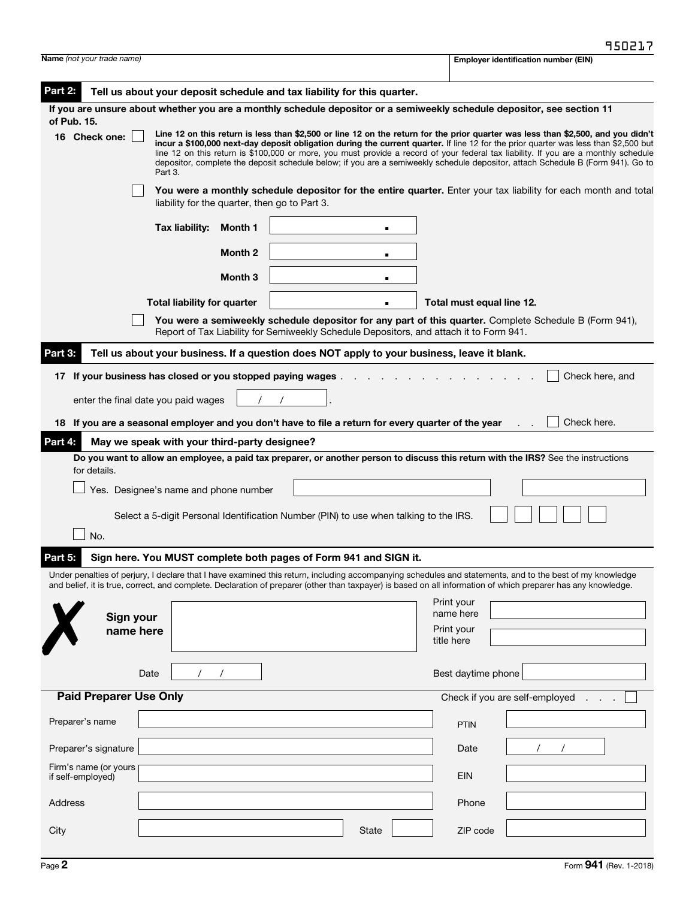950217

**Name** *(not your trade name)* | **Employer identification number (EIN)**

## Part 2: Tell us about your deposit schedule and tax liability for this quarter.

**If you are unsure about whether you are a monthly schedule depositor or a semiweekly schedule depositor, see section 11 of Pub. 15.**

**16 Check one:** ☐ **Line 12 on this return is less than $2,500 or line 12 on the return for the prior quarter was less than $2,500, and you didn't incur a $100,000 next-day deposit obligation during the current quarter.** If line 12 for the prior quarter was less than $2,500 but line 12 on this return is $100,000 or more, you must provide a record of your federal tax liability. If you are a monthly schedule depositor, complete the deposit schedule below; if you are a semiweekly schedule depositor, attach Schedule B (Form 941). Go to Part 3.

☐ **You were a monthly schedule depositor for the entire quarter.** Enter your tax liability for each month and total liability for the quarter, then go to Part 3.

| | | |
|---|---|---|
| **Tax liability: Month 1** | . | |
| **Month 2** | . | |
| **Month 3** | . | |
| **Total liability for quarter** | . | **Total must equal line 12.** |

☐ **You were a semiweekly schedule depositor for any part of this quarter.** Complete Schedule B (Form 941), Report of Tax Liability for Semiweekly Schedule Depositors, and attach it to Form 941.

## Part 3: Tell us about your business. If a question does NOT apply to your business, leave it blank.

**17 If your business has closed or you stopped paying wages** . . . . . . . . . . . . . . . ☐ Check here, and

enter the final date you paid wages ___/___/___ .

**18 If you are a seasonal employer and you don't have to file a return for every quarter of the year** . . ☐ Check here.

## Part 4: May we speak with your third-party designee?

**Do you want to allow an employee, a paid tax preparer, or another person to discuss this return with the IRS?** See the instructions for details.

☐ Yes. Designee's name and phone number ____________ ____________

Select a 5-digit Personal Identification Number (PIN) to use when talking to the IRS. ☐☐☐☐☐

☐ No.

## Part 5: Sign here. You MUST complete both pages of Form 941 and SIGN it.

Under penalties of perjury, I declare that I have examined this return, including accompanying schedules and statements, and to the best of my knowledge and belief, it is true, correct, and complete. Declaration of preparer (other than taxpayer) is based on all information of which preparer has any knowledge.

✗ **Sign your name here** ____________

Print your name here ____________

Print your title here ____________

Date ___/___/___

Best daytime phone ____________

### Paid Preparer Use Only

Check if you are self-employed . . . ☐

| | | | |
|---|---|---|---|
| Preparer's name | | PTIN | |
| Preparer's signature | | Date | / / |
| Firm's name (or yours if self-employed) | | EIN | |
| Address | | Phone | |
| City | State | ZIP code | |

Form **941** (Rev. 1-2018)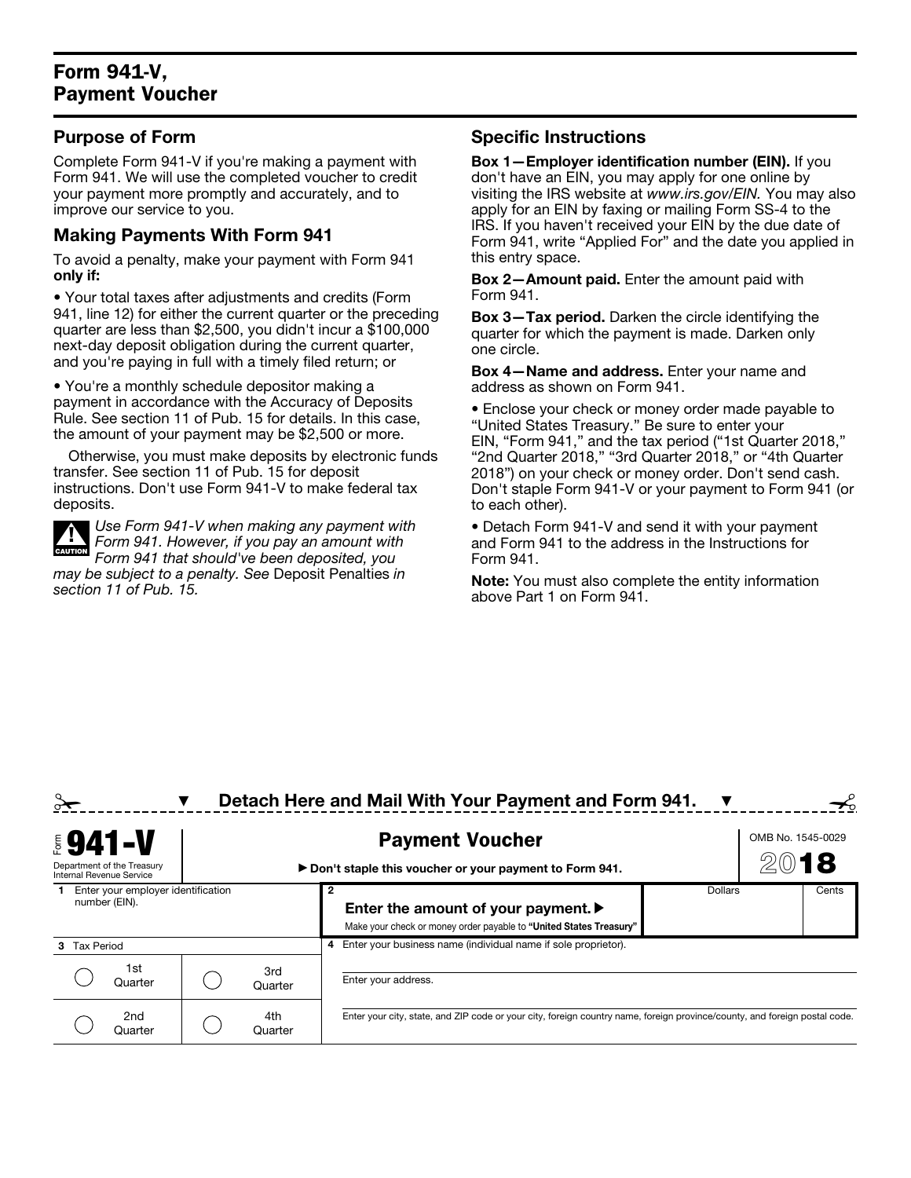# Form 941-V, Payment Voucher

## Purpose of Form

Complete Form 941-V if you're making a payment with Form 941. We will use the completed voucher to credit your payment more promptly and accurately, and to improve our service to you.

## Making Payments With Form 941

To avoid a penalty, make your payment with Form 941 **only if:**

- Your total taxes after adjustments and credits (Form 941, line 12) for either the current quarter or the preceding quarter are less than $2,500, you didn't incur a $100,000 next-day deposit obligation during the current quarter, and you're paying in full with a timely filed return; or
- You're a monthly schedule depositor making a payment in accordance with the Accuracy of Deposits Rule. See section 11 of Pub. 15 for details. In this case, the amount of your payment may be $2,500 or more.

Otherwise, you must make deposits by electronic funds transfer. See section 11 of Pub. 15 for deposit instructions. Don't use Form 941-V to make federal tax deposits.

**CAUTION** *Use Form 941-V when making any payment with Form 941. However, if you pay an amount with Form 941 that should've been deposited, you may be subject to a penalty. See* Deposit Penalties *in section 11 of Pub. 15.*

## Specific Instructions

**Box 1—Employer identification number (EIN).** If you don't have an EIN, you may apply for one online by visiting the IRS website at *www.irs.gov/EIN.* You may also apply for an EIN by faxing or mailing Form SS-4 to the IRS. If you haven't received your EIN by the due date of Form 941, write "Applied For" and the date you applied in this entry space.

**Box 2—Amount paid.** Enter the amount paid with Form 941.

**Box 3—Tax period.** Darken the circle identifying the quarter for which the payment is made. Darken only one circle.

**Box 4—Name and address.** Enter your name and address as shown on Form 941.

- Enclose your check or money order made payable to "United States Treasury." Be sure to enter your EIN, "Form 941," and the tax period ("1st Quarter 2018," "2nd Quarter 2018," "3rd Quarter 2018," or "4th Quarter 2018") on your check or money order. Don't send cash. Don't staple Form 941-V or your payment to Form 941 (or to each other).
- Detach Form 941-V and send it with your payment and Form 941 to the address in the Instructions for Form 941.

**Note:** You must also complete the entity information above Part 1 on Form 941.

---

▼ **Detach Here and Mail With Your Payment and Form 941.** ▼

---

| Form **941-V** Department of the Treasury Internal Revenue Service | **Payment Voucher** ▶ **Don't staple this voucher or your payment to Form 941.** | OMB No. 1545-0029 **2018** |
|---|---|---|

| **1** Enter your employer identification number (EIN). | **2** **Enter the amount of your payment.** ▶ Make your check or money order payable to **"United States Treasury"** | Dollars | Cents |
|---|---|---|---|

| **3** Tax Period | | **4** Enter your business name (individual name if sole proprietor). |
|---|---|---|
| ◯ 1st Quarter | ◯ 3rd Quarter | Enter your address. |
| ◯ 2nd Quarter | ◯ 4th Quarter | Enter your city, state, and ZIP code or your city, foreign country name, foreign province/county, and foreign postal code. |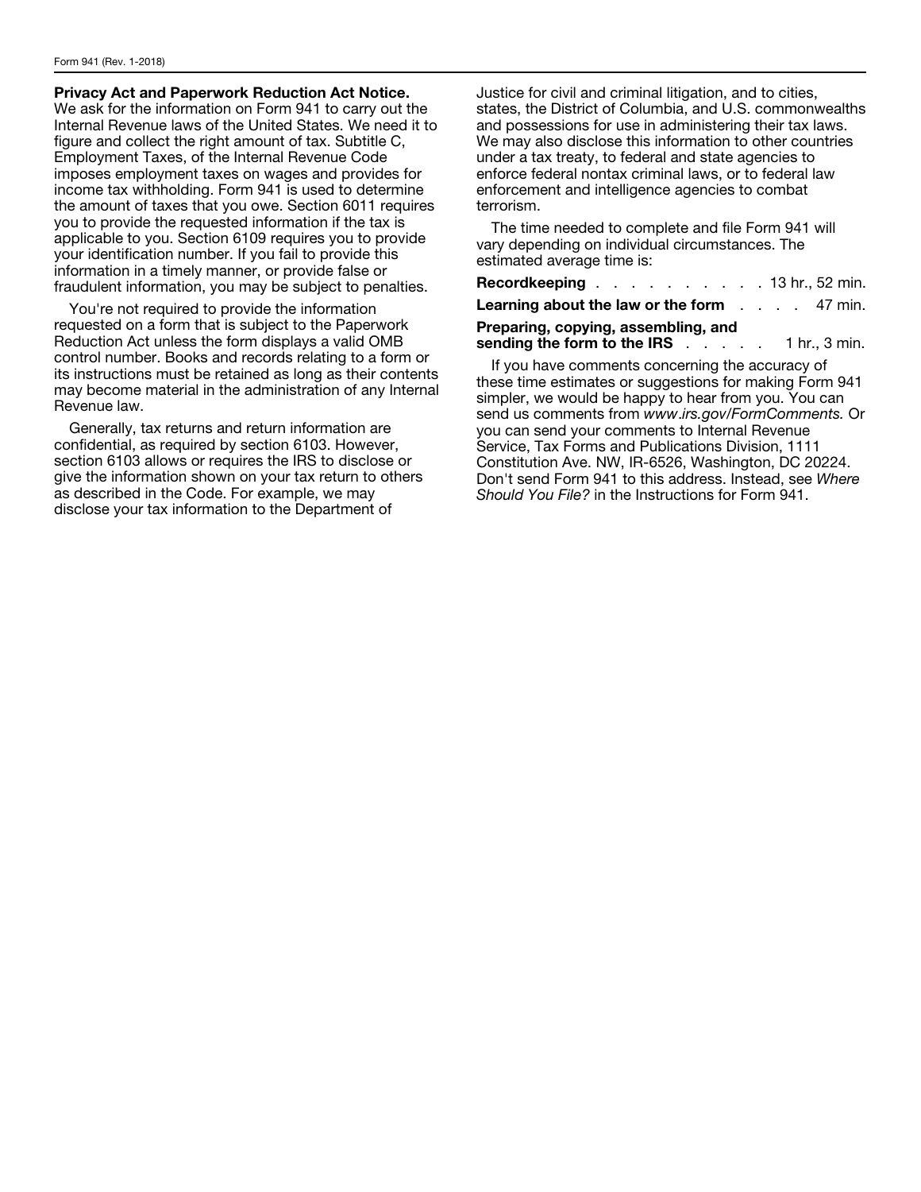**Privacy Act and Paperwork Reduction Act Notice.** We ask for the information on Form 941 to carry out the Internal Revenue laws of the United States. We need it to figure and collect the right amount of tax. Subtitle C, Employment Taxes, of the Internal Revenue Code imposes employment taxes on wages and provides for income tax withholding. Form 941 is used to determine the amount of taxes that you owe. Section 6011 requires you to provide the requested information if the tax is applicable to you. Section 6109 requires you to provide your identification number. If you fail to provide this information in a timely manner, or provide false or fraudulent information, you may be subject to penalties.

You're not required to provide the information requested on a form that is subject to the Paperwork Reduction Act unless the form displays a valid OMB control number. Books and records relating to a form or its instructions must be retained as long as their contents may become material in the administration of any Internal Revenue law.

Generally, tax returns and return information are confidential, as required by section 6103. However, section 6103 allows or requires the IRS to disclose or give the information shown on your tax return to others as described in the Code. For example, we may disclose your tax information to the Department of Justice for civil and criminal litigation, and to cities, states, the District of Columbia, and U.S. commonwealths and possessions for use in administering their tax laws. We may also disclose this information to other countries under a tax treaty, to federal and state agencies to enforce federal nontax criminal laws, or to federal law enforcement and intelligence agencies to combat terrorism.

The time needed to complete and file Form 941 will vary depending on individual circumstances. The estimated average time is:

| | |
|---|---|
| **Recordkeeping** | 13 hr., 52 min. |
| **Learning about the law or the form** | 47 min. |
| **Preparing, copying, assembling, and sending the form to the IRS** | 1 hr., 3 min. |

If you have comments concerning the accuracy of these time estimates or suggestions for making Form 941 simpler, we would be happy to hear from you. You can send us comments from *www.irs.gov/FormComments.* Or you can send your comments to Internal Revenue Service, Tax Forms and Publications Division, 1111 Constitution Ave. NW, IR-6526, Washington, DC 20224. Don't send Form 941 to this address. Instead, see *Where Should You File?* in the Instructions for Form 941.